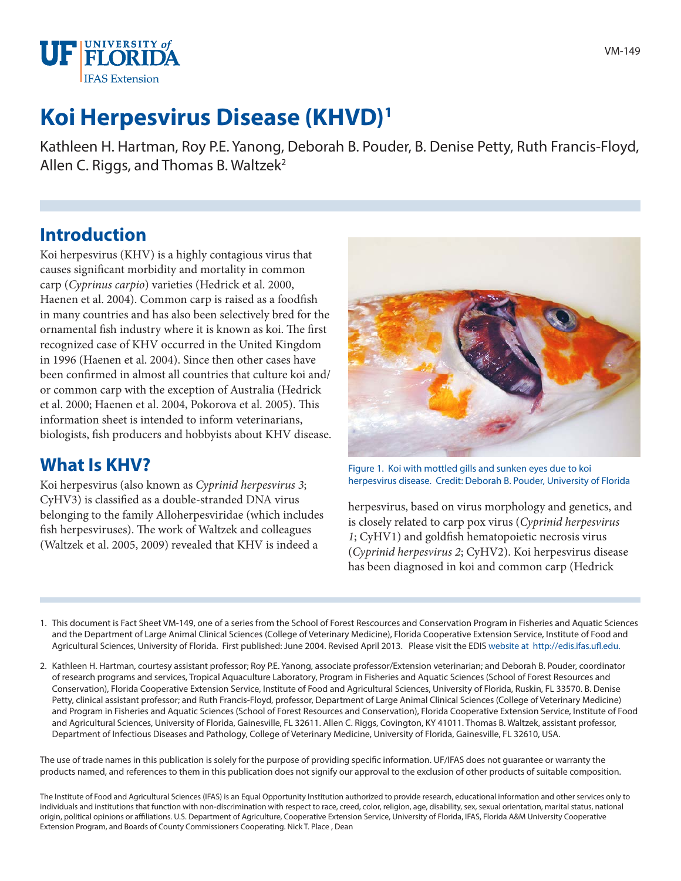# Koi Herpesvirus Disease (KHVD)[1]

Kathleen H. Hartman, Roy P.E. Yanong, Deborah B. Pouder, B. Denise Petty, Ruth Francis-Floyd, Allen C. Riggs, and Thomas B. Waltzek[2]

## Introduction

Koi herpesvirus (KHV) is a highly contagious virus that causes significant morbidity and mortality in common carp (*Cyprinus carpio*) varieties (Hedrick et al. 2000, Haenen et al. 2004). Common carp is raised as a foodfish in many countries and has also been selectively bred for the ornamental fish industry where it is known as koi. The first recognized case of KHV occurred in the United Kingdom in 1996 (Haenen et al. 2004). Since then other cases have been confirmed in almost all countries that culture koi and/or common carp with the exception of Australia (Hedrick et al. 2000; Haenen et al. 2004, Pokorova et al. 2005). This information sheet is intended to inform veterinarians, biologists, fish producers and hobbyists about KHV disease.

Figure 1. Koi with mottled gills and sunken eyes due to koi herpesvirus disease. Credit: Deborah B. Pouder, University of Florida

## What Is KHV?

Koi herpesvirus (also known as *Cyprinid herpesvirus 3*; CyHV3) is classified as a double-stranded DNA virus belonging to the family Alloherpesviridae (which includes fish herpesviruses). The work of Waltzek and colleagues (Waltzek et al. 2005, 2009) revealed that KHV is indeed a herpesvirus, based on virus morphology and genetics, and is closely related to carp pox virus (*Cyprinid herpesvirus 1*; CyHV1) and goldfish hematopoietic necrosis virus (*Cyprinid herpesvirus 2*; CyHV2). Koi herpesvirus disease has been diagnosed in koi and common carp (Hedrick

1. This document is Fact Sheet VM-149, one of a series from the School of Forest Rescources and Conservation Program in Fisheries and Aquatic Sciences and the Department of Large Animal Clinical Sciences (College of Veterinary Medicine), Florida Cooperative Extension Service, Institute of Food and Agricultural Sciences, University of Florida. First published: June 2004. Revised April 2013. Please visit the EDIS website at http://edis.ifas.ufl.edu.

2. Kathleen H. Hartman, courtesy assistant professor; Roy P.E. Yanong, associate professor/Extension veterinarian; and Deborah B. Pouder, coordinator of research programs and services, Tropical Aquaculture Laboratory, Program in Fisheries and Aquatic Sciences (School of Forest Resources and Conservation), Florida Cooperative Extension Service, Institute of Food and Agricultural Sciences, University of Florida, Ruskin, FL 33570. B. Denise Petty, clinical assistant professor; and Ruth Francis-Floyd, professor, Department of Large Animal Clinical Sciences (College of Veterinary Medicine) and Program in Fisheries and Aquatic Sciences (School of Forest Resources and Conservation), Florida Cooperative Extension Service, Institute of Food and Agricultural Sciences, University of Florida, Gainesville, FL 32611. Allen C. Riggs, Covington, KY 41011. Thomas B. Waltzek, assistant professor, Department of Infectious Diseases and Pathology, College of Veterinary Medicine, University of Florida, Gainesville, FL 32610, USA.

The use of trade names in this publication is solely for the purpose of providing specific information. UF/IFAS does not guarantee or warranty the products named, and references to them in this publication does not signify our approval to the exclusion of other products of suitable composition.

The Institute of Food and Agricultural Sciences (IFAS) is an Equal Opportunity Institution authorized to provide research, educational information and other services only to individuals and institutions that function with non-discrimination with respect to race, creed, color, religion, age, disability, sex, sexual orientation, marital status, national origin, political opinions or affiliations. U.S. Department of Agriculture, Cooperative Extension Service, University of Florida, IFAS, Florida A&M University Cooperative Extension Program, and Boards of County Commissioners Cooperating. Nick T. Place , Dean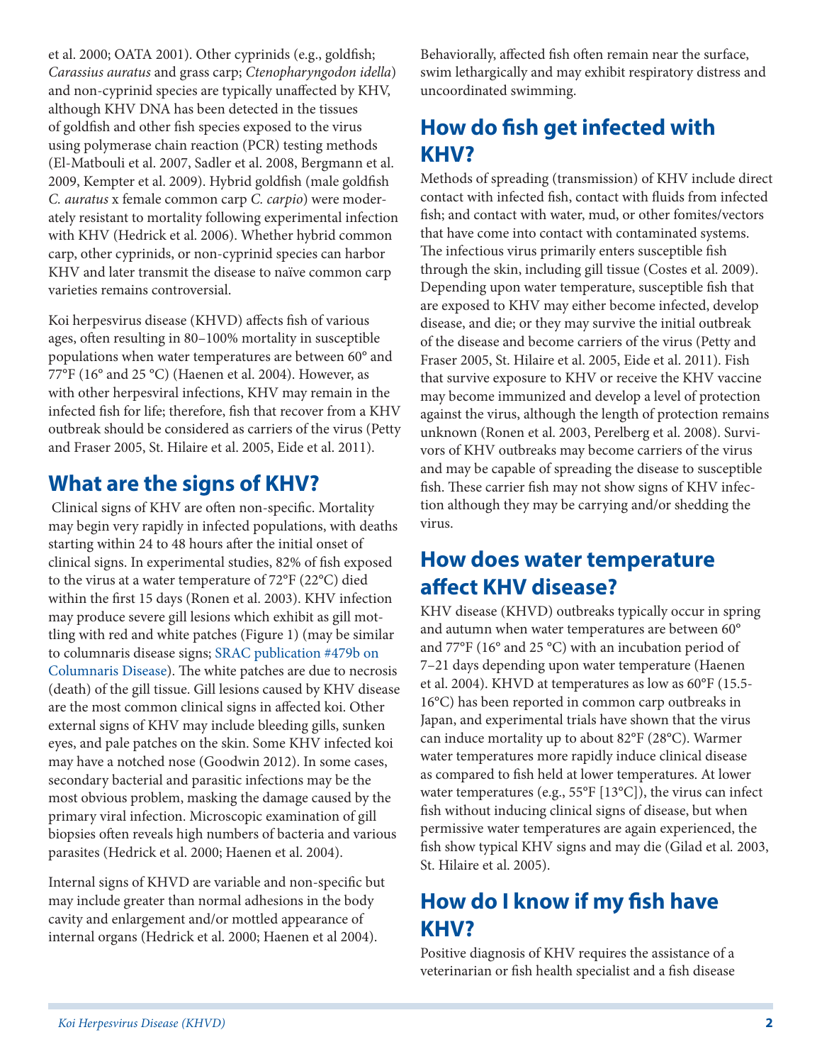et al. 2000; OATA 2001). Other cyprinids (e.g., goldfish; *Carassius auratus* and grass carp; *Ctenopharyngodon idella*) and non-cyprinid species are typically unaffected by KHV, although KHV DNA has been detected in the tissues of goldfish and other fish species exposed to the virus using polymerase chain reaction (PCR) testing methods (El-Matbouli et al. 2007, Sadler et al. 2008, Bergmann et al. 2009, Kempter et al. 2009). Hybrid goldfish (male goldfish *C. auratus* x female common carp *C. carpio*) were moderately resistant to mortality following experimental infection with KHV (Hedrick et al. 2006). Whether hybrid common carp, other cyprinids, or non-cyprinid species can harbor KHV and later transmit the disease to naïve common carp varieties remains controversial.

Koi herpesvirus disease (KHVD) affects fish of various ages, often resulting in 80–100% mortality in susceptible populations when water temperatures are between 60° and 77°F (16° and 25 °C) (Haenen et al. 2004). However, as with other herpesviral infections, KHV may remain in the infected fish for life; therefore, fish that recover from a KHV outbreak should be considered as carriers of the virus (Petty and Fraser 2005, St. Hilaire et al. 2005, Eide et al. 2011).

## What are the signs of KHV?

Clinical signs of KHV are often non-specific. Mortality may begin very rapidly in infected populations, with deaths starting within 24 to 48 hours after the initial onset of clinical signs. In experimental studies, 82% of fish exposed to the virus at a water temperature of 72°F (22°C) died within the first 15 days (Ronen et al. 2003). KHV infection may produce severe gill lesions which exhibit as gill mottling with red and white patches (Figure 1) (may be similar to columnaris disease signs; SRAC publication #479b on Columnaris Disease). The white patches are due to necrosis (death) of the gill tissue. Gill lesions caused by KHV disease are the most common clinical signs in affected koi. Other external signs of KHV may include bleeding gills, sunken eyes, and pale patches on the skin. Some KHV infected koi may have a notched nose (Goodwin 2012). In some cases, secondary bacterial and parasitic infections may be the most obvious problem, masking the damage caused by the primary viral infection. Microscopic examination of gill biopsies often reveals high numbers of bacteria and various parasites (Hedrick et al. 2000; Haenen et al. 2004).

Internal signs of KHVD are variable and non-specific but may include greater than normal adhesions in the body cavity and enlargement and/or mottled appearance of internal organs (Hedrick et al. 2000; Haenen et al 2004).

Behaviorally, affected fish often remain near the surface, swim lethargically and may exhibit respiratory distress and uncoordinated swimming.

## How do fish get infected with KHV?

Methods of spreading (transmission) of KHV include direct contact with infected fish, contact with fluids from infected fish; and contact with water, mud, or other fomites/vectors that have come into contact with contaminated systems. The infectious virus primarily enters susceptible fish through the skin, including gill tissue (Costes et al. 2009). Depending upon water temperature, susceptible fish that are exposed to KHV may either become infected, develop disease, and die; or they may survive the initial outbreak of the disease and become carriers of the virus (Petty and Fraser 2005, St. Hilaire et al. 2005, Eide et al. 2011). Fish that survive exposure to KHV or receive the KHV vaccine may become immunized and develop a level of protection against the virus, although the length of protection remains unknown (Ronen et al. 2003, Perelberg et al. 2008). Survivors of KHV outbreaks may become carriers of the virus and may be capable of spreading the disease to susceptible fish. These carrier fish may not show signs of KHV infection although they may be carrying and/or shedding the virus.

## How does water temperature affect KHV disease?

KHV disease (KHVD) outbreaks typically occur in spring and autumn when water temperatures are between 60° and 77°F (16° and 25 °C) with an incubation period of 7–21 days depending upon water temperature (Haenen et al. 2004). KHVD at temperatures as low as 60°F (15.5-16°C) has been reported in common carp outbreaks in Japan, and experimental trials have shown that the virus can induce mortality up to about 82°F (28°C). Warmer water temperatures more rapidly induce clinical disease as compared to fish held at lower temperatures. At lower water temperatures (e.g., 55°F [13°C]), the virus can infect fish without inducing clinical signs of disease, but when permissive water temperatures are again experienced, the fish show typical KHV signs and may die (Gilad et al*.* 2003, St. Hilaire et al. 2005).

## How do I know if my fish have KHV?

Positive diagnosis of KHV requires the assistance of a veterinarian or fish health specialist and a fish disease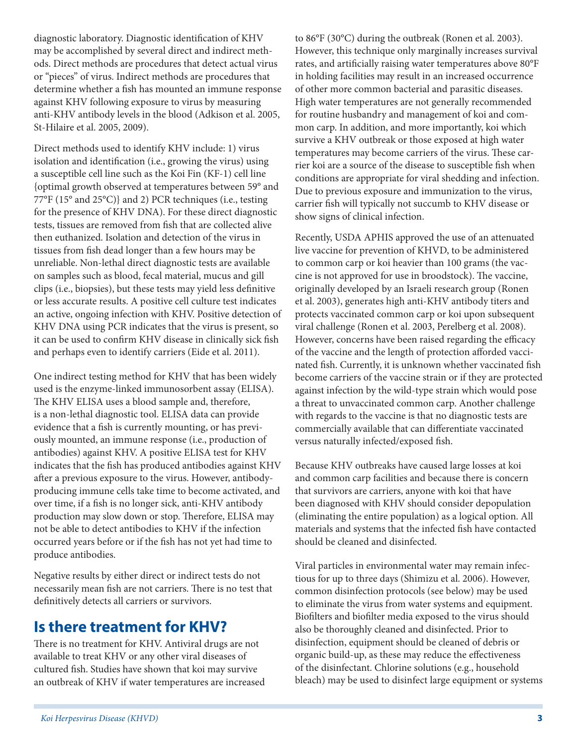diagnostic laboratory. Diagnostic identification of KHV may be accomplished by several direct and indirect methods. Direct methods are procedures that detect actual virus or "pieces" of virus. Indirect methods are procedures that determine whether a fish has mounted an immune response against KHV following exposure to virus by measuring anti-KHV antibody levels in the blood (Adkison et al. 2005, St-Hilaire et al. 2005, 2009).

Direct methods used to identify KHV include: 1) virus isolation and identification (i.e., growing the virus) using a susceptible cell line such as the Koi Fin (KF-1) cell line {optimal growth observed at temperatures between 59° and 77°F (15° and 25°C)} and 2) PCR techniques (i.e., testing for the presence of KHV DNA). For these direct diagnostic tests, tissues are removed from fish that are collected alive then euthanized. Isolation and detection of the virus in tissues from fish dead longer than a few hours may be unreliable. Non-lethal direct diagnostic tests are available on samples such as blood, fecal material, mucus and gill clips (i.e., biopsies), but these tests may yield less definitive or less accurate results. A positive cell culture test indicates an active, ongoing infection with KHV. Positive detection of KHV DNA using PCR indicates that the virus is present, so it can be used to confirm KHV disease in clinically sick fish and perhaps even to identify carriers (Eide et al. 2011).

One indirect testing method for KHV that has been widely used is the enzyme-linked immunosorbent assay (ELISA). The KHV ELISA uses a blood sample and, therefore, is a non-lethal diagnostic tool. ELISA data can provide evidence that a fish is currently mounting, or has previously mounted, an immune response (i.e., production of antibodies) against KHV. A positive ELISA test for KHV indicates that the fish has produced antibodies against KHV after a previous exposure to the virus. However, antibody-producing immune cells take time to become activated, and over time, if a fish is no longer sick, anti-KHV antibody production may slow down or stop. Therefore, ELISA may not be able to detect antibodies to KHV if the infection occurred years before or if the fish has not yet had time to produce antibodies.

Negative results by either direct or indirect tests do not necessarily mean fish are not carriers. There is no test that definitively detects all carriers or survivors.

## Is there treatment for KHV?

There is no treatment for KHV. Antiviral drugs are not available to treat KHV or any other viral diseases of cultured fish. Studies have shown that koi may survive an outbreak of KHV if water temperatures are increased to 86°F (30°C) during the outbreak (Ronen et al. 2003). However, this technique only marginally increases survival rates, and artificially raising water temperatures above 80°F in holding facilities may result in an increased occurrence of other more common bacterial and parasitic diseases. High water temperatures are not generally recommended for routine husbandry and management of koi and common carp. In addition, and more importantly, koi which survive a KHV outbreak or those exposed at high water temperatures may become carriers of the virus. These carrier koi are a source of the disease to susceptible fish when conditions are appropriate for viral shedding and infection. Due to previous exposure and immunization to the virus, carrier fish will typically not succumb to KHV disease or show signs of clinical infection.

Recently, USDA APHIS approved the use of an attenuated live vaccine for prevention of KHVD, to be administered to common carp or koi heavier than 100 grams (the vaccine is not approved for use in broodstock). The vaccine, originally developed by an Israeli research group (Ronen et al. 2003), generates high anti-KHV antibody titers and protects vaccinated common carp or koi upon subsequent viral challenge (Ronen et al. 2003, Perelberg et al. 2008). However, concerns have been raised regarding the efficacy of the vaccine and the length of protection afforded vaccinated fish. Currently, it is unknown whether vaccinated fish become carriers of the vaccine strain or if they are protected against infection by the wild-type strain which would pose a threat to unvaccinated common carp. Another challenge with regards to the vaccine is that no diagnostic tests are commercially available that can differentiate vaccinated versus naturally infected/exposed fish.

Because KHV outbreaks have caused large losses at koi and common carp facilities and because there is concern that survivors are carriers, anyone with koi that have been diagnosed with KHV should consider depopulation (eliminating the entire population) as a logical option. All materials and systems that the infected fish have contacted should be cleaned and disinfected.

Viral particles in environmental water may remain infectious for up to three days (Shimizu et al. 2006). However, common disinfection protocols (see below) may be used to eliminate the virus from water systems and equipment. Biofilters and biofilter media exposed to the virus should also be thoroughly cleaned and disinfected. Prior to disinfection, equipment should be cleaned of debris or organic build-up, as these may reduce the effectiveness of the disinfectant. Chlorine solutions (e.g., household bleach) may be used to disinfect large equipment or systems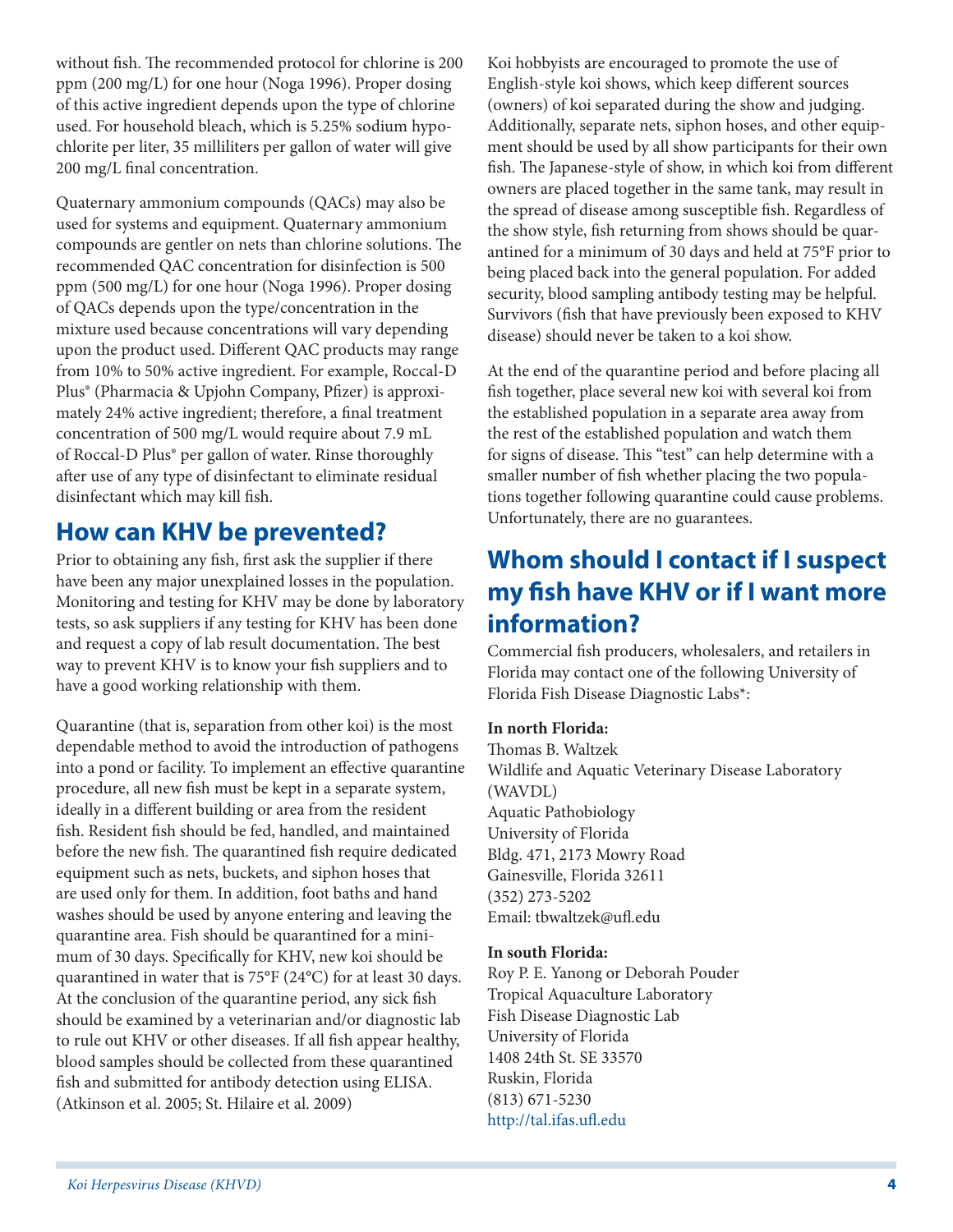without fish. The recommended protocol for chlorine is 200 ppm (200 mg/L) for one hour (Noga 1996). Proper dosing of this active ingredient depends upon the type of chlorine used. For household bleach, which is 5.25% sodium hypochlorite per liter, 35 milliliters per gallon of water will give 200 mg/L final concentration.

Quaternary ammonium compounds (QACs) may also be used for systems and equipment. Quaternary ammonium compounds are gentler on nets than chlorine solutions. The recommended QAC concentration for disinfection is 500 ppm (500 mg/L) for one hour (Noga 1996). Proper dosing of QACs depends upon the type/concentration in the mixture used because concentrations will vary depending upon the product used. Different QAC products may range from 10% to 50% active ingredient. For example, Roccal-D Plus® (Pharmacia & Upjohn Company, Pfizer) is approximately 24% active ingredient; therefore, a final treatment concentration of 500 mg/L would require about 7.9 mL of Roccal-D Plus® per gallon of water. Rinse thoroughly after use of any type of disinfectant to eliminate residual disinfectant which may kill fish.

## How can KHV be prevented?

Prior to obtaining any fish, first ask the supplier if there have been any major unexplained losses in the population. Monitoring and testing for KHV may be done by laboratory tests, so ask suppliers if any testing for KHV has been done and request a copy of lab result documentation. The best way to prevent KHV is to know your fish suppliers and to have a good working relationship with them.

Quarantine (that is, separation from other koi) is the most dependable method to avoid the introduction of pathogens into a pond or facility. To implement an effective quarantine procedure, all new fish must be kept in a separate system, ideally in a different building or area from the resident fish. Resident fish should be fed, handled, and maintained before the new fish. The quarantined fish require dedicated equipment such as nets, buckets, and siphon hoses that are used only for them. In addition, foot baths and hand washes should be used by anyone entering and leaving the quarantine area. Fish should be quarantined for a minimum of 30 days. Specifically for KHV, new koi should be quarantined in water that is 75°F (24°C) for at least 30 days. At the conclusion of the quarantine period, any sick fish should be examined by a veterinarian and/or diagnostic lab to rule out KHV or other diseases. If all fish appear healthy, blood samples should be collected from these quarantined fish and submitted for antibody detection using ELISA. (Atkinson et al. 2005; St. Hilaire et al. 2009)

Koi hobbyists are encouraged to promote the use of English-style koi shows, which keep different sources (owners) of koi separated during the show and judging. Additionally, separate nets, siphon hoses, and other equipment should be used by all show participants for their own fish. The Japanese-style of show, in which koi from different owners are placed together in the same tank, may result in the spread of disease among susceptible fish. Regardless of the show style, fish returning from shows should be quarantined for a minimum of 30 days and held at 75°F prior to being placed back into the general population. For added security, blood sampling antibody testing may be helpful. Survivors (fish that have previously been exposed to KHV disease) should never be taken to a koi show.

At the end of the quarantine period and before placing all fish together, place several new koi with several koi from the established population in a separate area away from the rest of the established population and watch them for signs of disease. This "test" can help determine with a smaller number of fish whether placing the two populations together following quarantine could cause problems. Unfortunately, there are no guarantees.

## Whom should I contact if I suspect my fish have KHV or if I want more information?

Commercial fish producers, wholesalers, and retailers in Florida may contact one of the following University of Florida Fish Disease Diagnostic Labs*:

**In north Florida:**
Thomas B. Waltzek
Wildlife and Aquatic Veterinary Disease Laboratory (WAVDL)
Aquatic Pathobiology
University of Florida
Bldg. 471, 2173 Mowry Road
Gainesville, Florida 32611
(352) 273-5202
Email: tbwaltzek@ufl.edu

**In south Florida:**
Roy P. E. Yanong or Deborah Pouder
Tropical Aquaculture Laboratory
Fish Disease Diagnostic Lab
University of Florida
1408 24th St. SE 33570
Ruskin, Florida
(813) 671-5230
http://tal.ifas.ufl.edu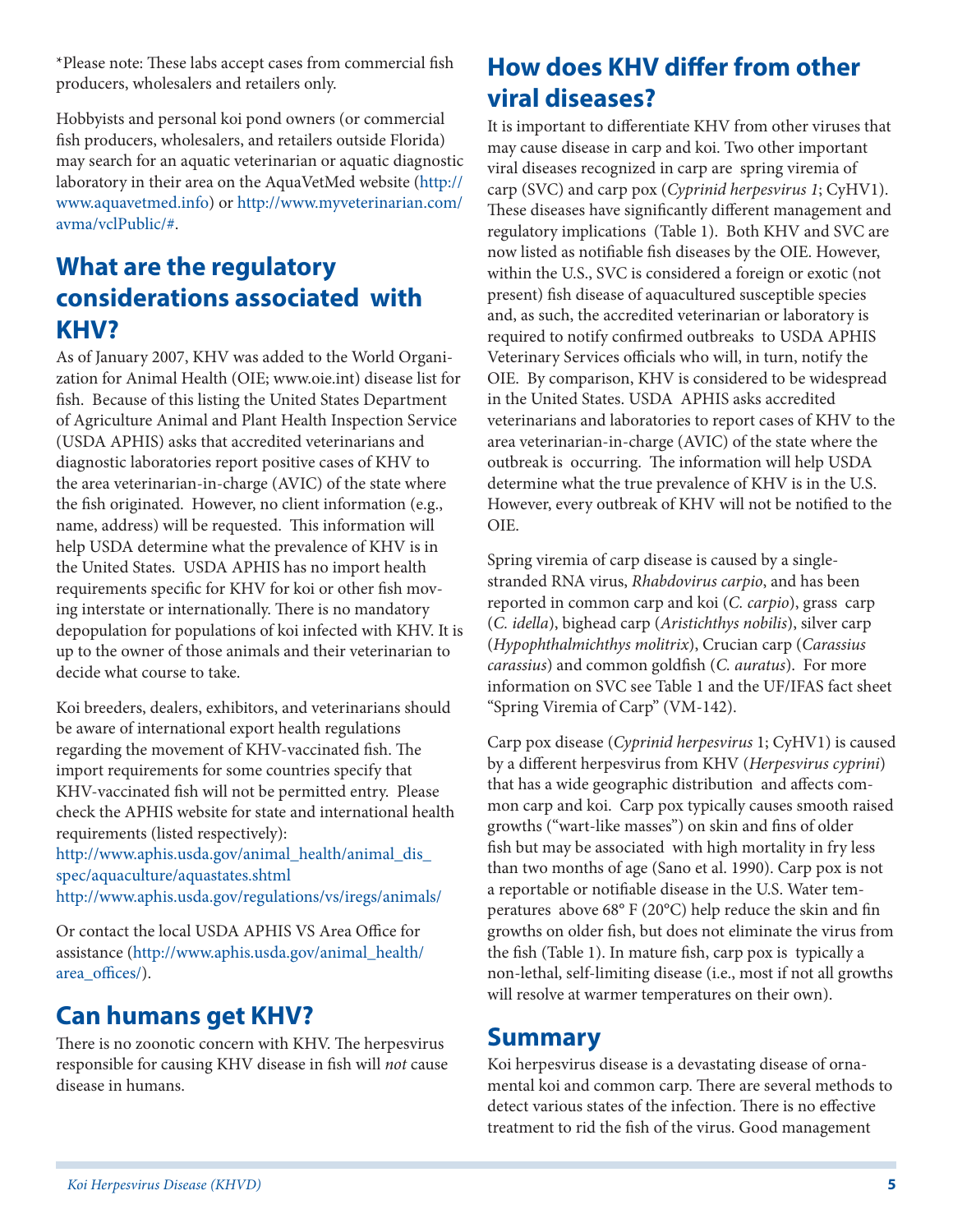*Please note: These labs accept cases from commercial fish producers, wholesalers and retailers only.

Hobbyists and personal koi pond owners (or commercial fish producers, wholesalers, and retailers outside Florida) may search for an aquatic veterinarian or aquatic diagnostic laboratory in their area on the AquaVetMed website (http://www.aquavetmed.info) or http://www.myveterinarian.com/avma/vclPublic/#.

## What are the regulatory considerations associated with KHV?

As of January 2007, KHV was added to the World Organization for Animal Health (OIE; www.oie.int) disease list for fish. Because of this listing the United States Department of Agriculture Animal and Plant Health Inspection Service (USDA APHIS) asks that accredited veterinarians and diagnostic laboratories report positive cases of KHV to the area veterinarian-in-charge (AVIC) of the state where the fish originated. However, no client information (e.g., name, address) will be requested. This information will help USDA determine what the prevalence of KHV is in the United States. USDA APHIS has no import health requirements specific for KHV for koi or other fish moving interstate or internationally. There is no mandatory depopulation for populations of koi infected with KHV. It is up to the owner of those animals and their veterinarian to decide what course to take.

Koi breeders, dealers, exhibitors, and veterinarians should be aware of international export health regulations regarding the movement of KHV-vaccinated fish. The import requirements for some countries specify that KHV-vaccinated fish will not be permitted entry. Please check the APHIS website for state and international health requirements (listed respectively):
http://www.aphis.usda.gov/animal_health/animal_dis_spec/aquaculture/aquastates.shtml
http://www.aphis.usda.gov/regulations/vs/iregs/animals/

Or contact the local USDA APHIS VS Area Office for assistance (http://www.aphis.usda.gov/animal_health/area_offices/).

## Can humans get KHV?

There is no zoonotic concern with KHV. The herpesvirus responsible for causing KHV disease in fish will *not* cause disease in humans.

## How does KHV differ from other viral diseases?

It is important to differentiate KHV from other viruses that may cause disease in carp and koi. Two other important viral diseases recognized in carp are spring viremia of carp (SVC) and carp pox (*Cyprinid herpesvirus 1*; CyHV1). These diseases have significantly different management and regulatory implications (Table 1). Both KHV and SVC are now listed as notifiable fish diseases by the OIE. However, within the U.S., SVC is considered a foreign or exotic (not present) fish disease of aquacultured susceptible species and, as such, the accredited veterinarian or laboratory is required to notify confirmed outbreaks to USDA APHIS Veterinary Services officials who will, in turn, notify the OIE. By comparison, KHV is considered to be widespread in the United States. USDA APHIS asks accredited veterinarians and laboratories to report cases of KHV to the area veterinarian-in-charge (AVIC) of the state where the outbreak is occurring. The information will help USDA determine what the true prevalence of KHV is in the U.S. However, every outbreak of KHV will not be notified to the OIE.

Spring viremia of carp disease is caused by a single-stranded RNA virus, *Rhabdovirus carpio*, and has been reported in common carp and koi (*C. carpio*), grass carp (*C. idella*), bighead carp (*Aristichthys nobilis*), silver carp (*Hypophthalmichthys molitrix*), Crucian carp (*Carassius carassius*) and common goldfish (*C. auratus*). For more information on SVC see Table 1 and the UF/IFAS fact sheet "Spring Viremia of Carp" (VM-142).

Carp pox disease (*Cyprinid herpesvirus* 1; CyHV1) is caused by a different herpesvirus from KHV (*Herpesvirus cyprini*) that has a wide geographic distribution and affects common carp and koi. Carp pox typically causes smooth raised growths ("wart-like masses") on skin and fins of older fish but may be associated with high mortality in fry less than two months of age (Sano et al. 1990). Carp pox is not a reportable or notifiable disease in the U.S. Water temperatures above 68° F (20°C) help reduce the skin and fin growths on older fish, but does not eliminate the virus from the fish (Table 1). In mature fish, carp pox is typically a non-lethal, self-limiting disease (i.e., most if not all growths will resolve at warmer temperatures on their own).

## Summary

Koi herpesvirus disease is a devastating disease of ornamental koi and common carp. There are several methods to detect various states of the infection. There is no effective treatment to rid the fish of the virus. Good management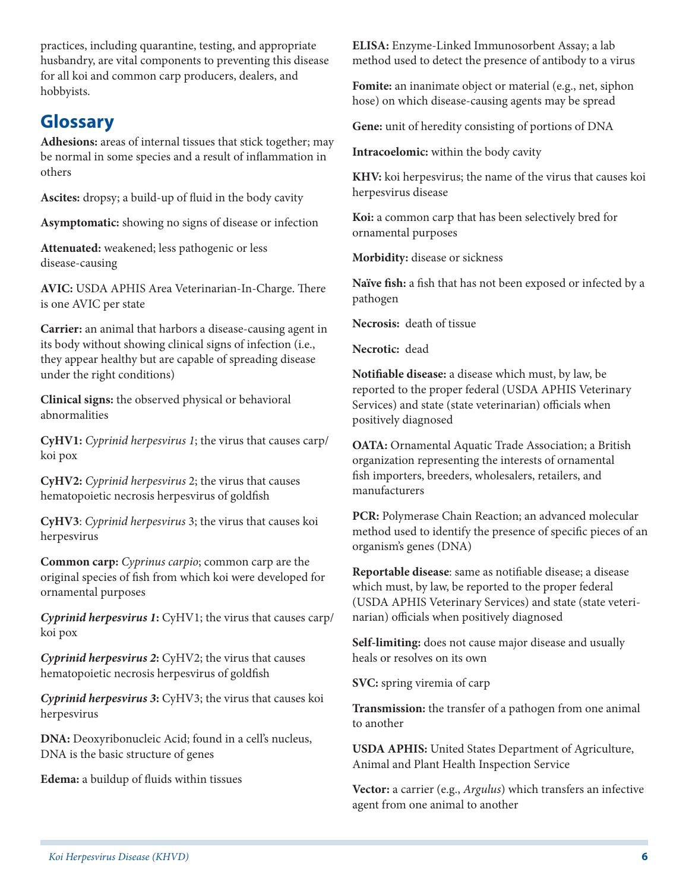practices, including quarantine, testing, and appropriate husbandry, are vital components to preventing this disease for all koi and common carp producers, dealers, and hobbyists.

## Glossary

**Adhesions:** areas of internal tissues that stick together; may be normal in some species and a result of inflammation in others

**Ascites:** dropsy; a build-up of fluid in the body cavity

**Asymptomatic:** showing no signs of disease or infection

**Attenuated:** weakened; less pathogenic or less disease-causing

**AVIC:** USDA APHIS Area Veterinarian-In-Charge. There is one AVIC per state

**Carrier:** an animal that harbors a disease-causing agent in its body without showing clinical signs of infection (i.e., they appear healthy but are capable of spreading disease under the right conditions)

**Clinical signs:** the observed physical or behavioral abnormalities

**CyHV1:** *Cyprinid herpesvirus 1*; the virus that causes carp/koi pox

**CyHV2:** *Cyprinid herpesvirus* 2; the virus that causes hematopoietic necrosis herpesvirus of goldfish

**CyHV3**: *Cyprinid herpesvirus* 3; the virus that causes koi herpesvirus

**Common carp:** *Cyprinus carpio*; common carp are the original species of fish from which koi were developed for ornamental purposes

***Cyprinid herpesvirus 1*:** CyHV1; the virus that causes carp/koi pox

***Cyprinid herpesvirus 2*:** CyHV2; the virus that causes hematopoietic necrosis herpesvirus of goldfish

***Cyprinid herpesvirus 3*:** CyHV3; the virus that causes koi herpesvirus

**DNA:** Deoxyribonucleic Acid; found in a cell's nucleus, DNA is the basic structure of genes

**Edema:** a buildup of fluids within tissues

**ELISA:** Enzyme-Linked Immunosorbent Assay; a lab method used to detect the presence of antibody to a virus

**Fomite:** an inanimate object or material (e.g., net, siphon hose) on which disease-causing agents may be spread

**Gene:** unit of heredity consisting of portions of DNA

**Intracoelomic:** within the body cavity

**KHV:** koi herpesvirus; the name of the virus that causes koi herpesvirus disease

**Koi:** a common carp that has been selectively bred for ornamental purposes

**Morbidity:** disease or sickness

**Naïve fish:** a fish that has not been exposed or infected by a pathogen

**Necrosis:** death of tissue

**Necrotic:** dead

**Notifiable disease:** a disease which must, by law, be reported to the proper federal (USDA APHIS Veterinary Services) and state (state veterinarian) officials when positively diagnosed

**OATA:** Ornamental Aquatic Trade Association; a British organization representing the interests of ornamental fish importers, breeders, wholesalers, retailers, and manufacturers

**PCR:** Polymerase Chain Reaction; an advanced molecular method used to identify the presence of specific pieces of an organism's genes (DNA)

**Reportable disease**: same as notifiable disease; a disease which must, by law, be reported to the proper federal (USDA APHIS Veterinary Services) and state (state veterinarian) officials when positively diagnosed

**Self-limiting:** does not cause major disease and usually heals or resolves on its own

**SVC:** spring viremia of carp

**Transmission:** the transfer of a pathogen from one animal to another

**USDA APHIS:** United States Department of Agriculture, Animal and Plant Health Inspection Service

**Vector:** a carrier (e.g., *Argulus*) which transfers an infective agent from one animal to another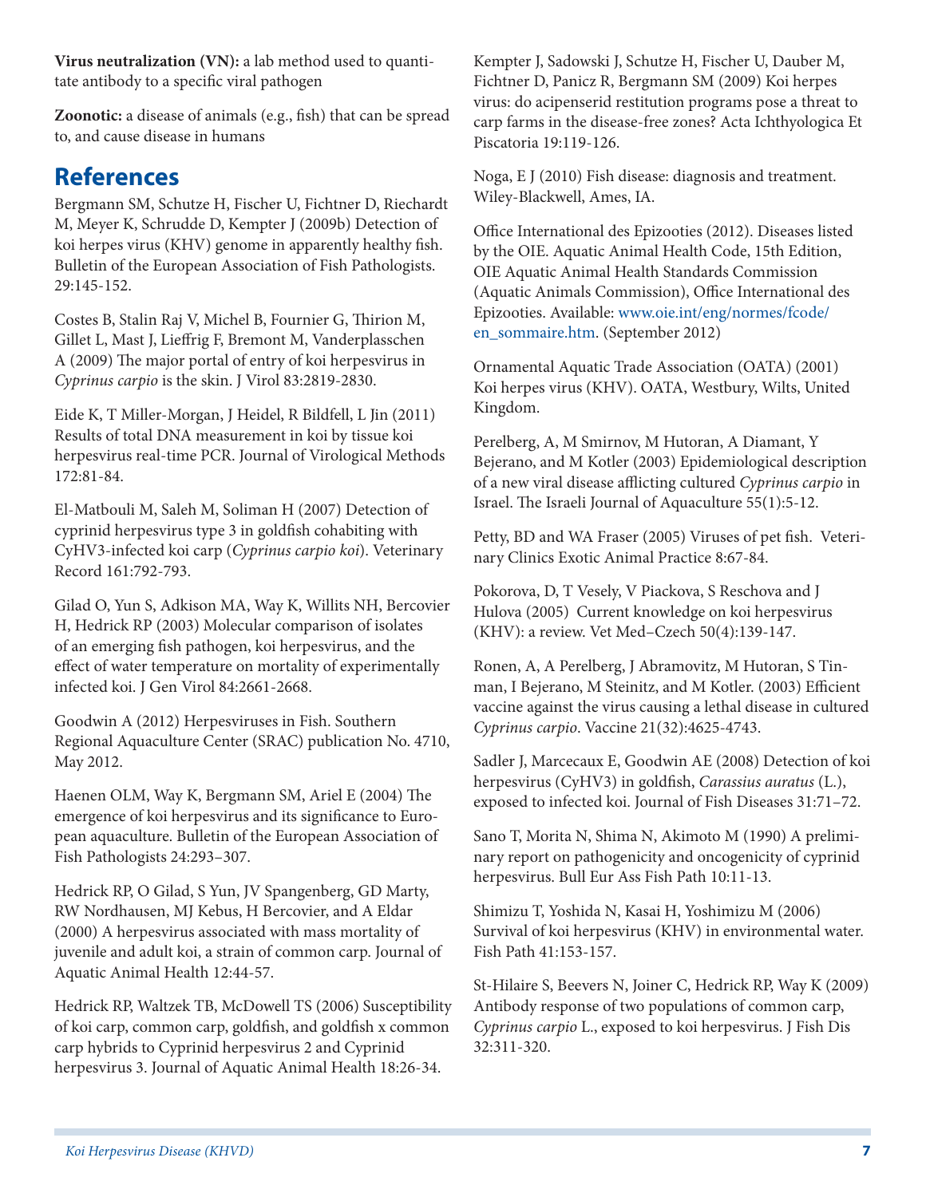**Virus neutralization (VN):** a lab method used to quantitate antibody to a specific viral pathogen

**Zoonotic:** a disease of animals (e.g., fish) that can be spread to, and cause disease in humans

## References

Bergmann SM, Schutze H, Fischer U, Fichtner D, Riechardt M, Meyer K, Schrudde D, Kempter J (2009b) Detection of koi herpes virus (KHV) genome in apparently healthy fish. Bulletin of the European Association of Fish Pathologists. 29:145-152.

Costes B, Stalin Raj V, Michel B, Fournier G, Thirion M, Gillet L, Mast J, Lieffrig F, Bremont M, Vanderplasschen A (2009) The major portal of entry of koi herpesvirus in *Cyprinus carpio* is the skin. J Virol 83:2819-2830.

Eide K, T Miller-Morgan, J Heidel, R Bildfell, L Jin (2011) Results of total DNA measurement in koi by tissue koi herpesvirus real-time PCR. Journal of Virological Methods 172:81-84.

El-Matbouli M, Saleh M, Soliman H (2007) Detection of cyprinid herpesvirus type 3 in goldfish cohabiting with CyHV3-infected koi carp (*Cyprinus carpio koi*). Veterinary Record 161:792-793.

Gilad O, Yun S, Adkison MA, Way K, Willits NH, Bercovier H, Hedrick RP (2003) Molecular comparison of isolates of an emerging fish pathogen, koi herpesvirus, and the effect of water temperature on mortality of experimentally infected koi. J Gen Virol 84:2661-2668.

Goodwin A (2012) Herpesviruses in Fish. Southern Regional Aquaculture Center (SRAC) publication No. 4710, May 2012.

Haenen OLM, Way K, Bergmann SM, Ariel E (2004) The emergence of koi herpesvirus and its significance to European aquaculture. Bulletin of the European Association of Fish Pathologists 24:293–307.

Hedrick RP, O Gilad, S Yun, JV Spangenberg, GD Marty, RW Nordhausen, MJ Kebus, H Bercovier, and A Eldar (2000) A herpesvirus associated with mass mortality of juvenile and adult koi, a strain of common carp. Journal of Aquatic Animal Health 12:44-57.

Hedrick RP, Waltzek TB, McDowell TS (2006) Susceptibility of koi carp, common carp, goldfish, and goldfish x common carp hybrids to Cyprinid herpesvirus 2 and Cyprinid herpesvirus 3. Journal of Aquatic Animal Health 18:26-34.

Kempter J, Sadowski J, Schutze H, Fischer U, Dauber M, Fichtner D, Panicz R, Bergmann SM (2009) Koi herpes virus: do acipenserid restitution programs pose a threat to carp farms in the disease-free zones? Acta Ichthyologica Et Piscatoria 19:119-126.

Noga, E J (2010) Fish disease: diagnosis and treatment. Wiley-Blackwell, Ames, IA.

Office International des Epizooties (2012). Diseases listed by the OIE. Aquatic Animal Health Code, 15th Edition, OIE Aquatic Animal Health Standards Commission (Aquatic Animals Commission), Office International des Epizooties. Available: www.oie.int/eng/normes/fcode/en_sommaire.htm. (September 2012)

Ornamental Aquatic Trade Association (OATA) (2001) Koi herpes virus (KHV). OATA, Westbury, Wilts, United Kingdom.

Perelberg, A, M Smirnov, M Hutoran, A Diamant, Y Bejerano, and M Kotler (2003) Epidemiological description of a new viral disease afflicting cultured *Cyprinus carpio* in Israel. The Israeli Journal of Aquaculture 55(1):5-12.

Petty, BD and WA Fraser (2005) Viruses of pet fish. Veterinary Clinics Exotic Animal Practice 8:67-84.

Pokorova, D, T Vesely, V Piackova, S Reschova and J Hulova (2005) Current knowledge on koi herpesvirus (KHV): a review. Vet Med–Czech 50(4):139-147.

Ronen, A, A Perelberg, J Abramovitz, M Hutoran, S Tinman, I Bejerano, M Steinitz, and M Kotler. (2003) Efficient vaccine against the virus causing a lethal disease in cultured *Cyprinus carpio*. Vaccine 21(32):4625-4743.

Sadler J, Marcecaux E, Goodwin AE (2008) Detection of koi herpesvirus (CyHV3) in goldfish, *Carassius auratus* (L.), exposed to infected koi. Journal of Fish Diseases 31:71–72.

Sano T, Morita N, Shima N, Akimoto M (1990) A preliminary report on pathogenicity and oncogenicity of cyprinid herpesvirus. Bull Eur Ass Fish Path 10:11-13.

Shimizu T, Yoshida N, Kasai H, Yoshimizu M (2006) Survival of koi herpesvirus (KHV) in environmental water. Fish Path 41:153-157.

St-Hilaire S, Beevers N, Joiner C, Hedrick RP, Way K (2009) Antibody response of two populations of common carp, *Cyprinus carpio* L., exposed to koi herpesvirus. J Fish Dis 32:311-320.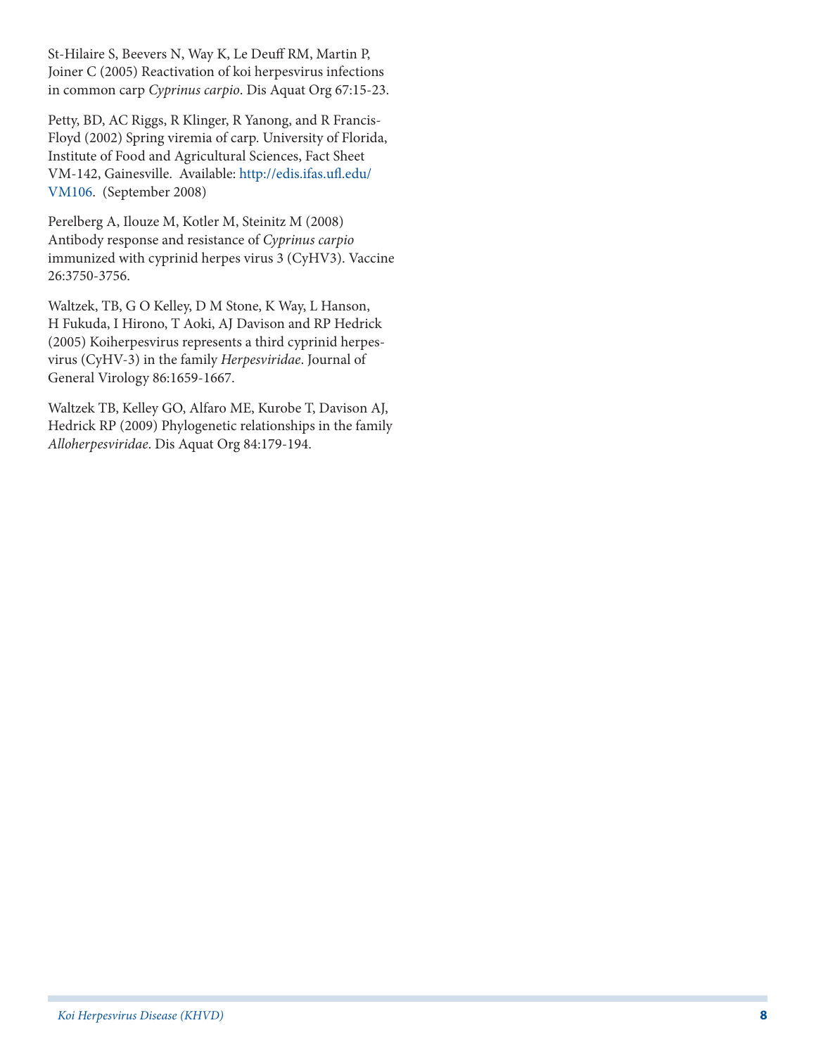St-Hilaire S, Beevers N, Way K, Le Deuff RM, Martin P, Joiner C (2005) Reactivation of koi herpesvirus infections in common carp *Cyprinus carpio*. Dis Aquat Org 67:15-23.

Petty, BD, AC Riggs, R Klinger, R Yanong, and R Francis-Floyd (2002) Spring viremia of carp. University of Florida, Institute of Food and Agricultural Sciences, Fact Sheet VM-142, Gainesville. Available: http://edis.ifas.ufl.edu/VM106. (September 2008)

Perelberg A, Ilouze M, Kotler M, Steinitz M (2008) Antibody response and resistance of *Cyprinus carpio* immunized with cyprinid herpes virus 3 (CyHV3). Vaccine 26:3750-3756.

Waltzek, TB, G O Kelley, D M Stone, K Way, L Hanson, H Fukuda, I Hirono, T Aoki, AJ Davison and RP Hedrick (2005) Koiherpesvirus represents a third cyprinid herpesvirus (CyHV-3) in the family *Herpesviridae*. Journal of General Virology 86:1659-1667.

Waltzek TB, Kelley GO, Alfaro ME, Kurobe T, Davison AJ, Hedrick RP (2009) Phylogenetic relationships in the family *Alloherpesviridae*. Dis Aquat Org 84:179-194.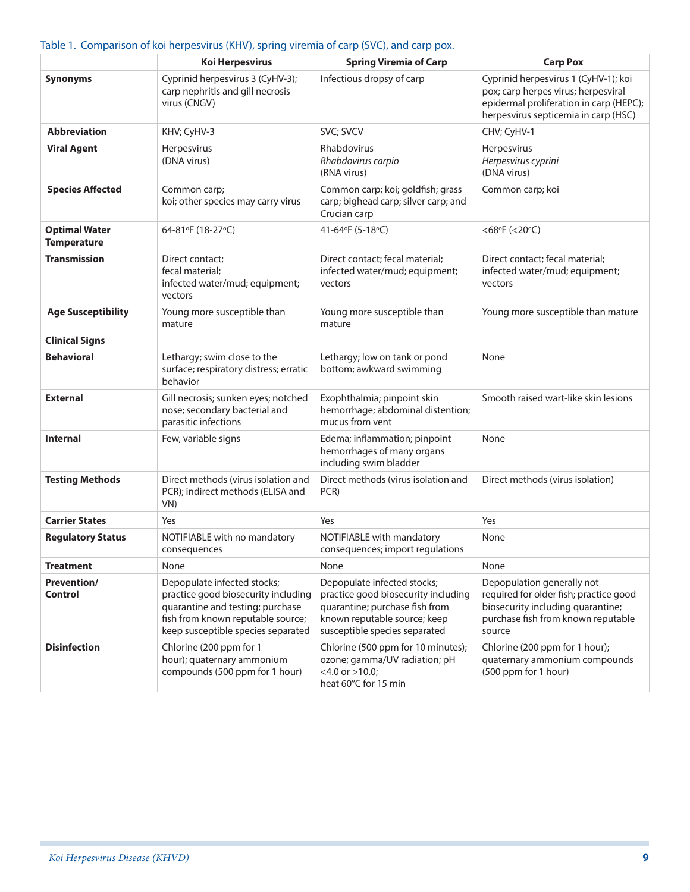Table 1. Comparison of koi herpesvirus (KHV), spring viremia of carp (SVC), and carp pox.

| | Koi Herpesvirus | Spring Viremia of Carp | Carp Pox |
|---|---|---|---|
| **Synonyms** | Cyprinid herpesvirus 3 (CyHV-3); carp nephritis and gill necrosis virus (CNGV) | Infectious dropsy of carp | Cyprinid herpesvirus 1 (CyHV-1); koi pox; carp herpes virus; herpesviral epidermal proliferation in carp (HEPC); herpesvirus septicemia in carp (HSC) |
| **Abbreviation** | KHV; CyHV-3 | SVC; SVCV | CHV; CyHV-1 |
| **Viral Agent** | Herpesvirus (DNA virus) | Rhabdovirus *Rhabdovirus carpio* (RNA virus) | Herpesvirus *Herpesvirus cyprini* (DNA virus) |
| **Species Affected** | Common carp; koi; other species may carry virus | Common carp; koi; goldfish; grass carp; bighead carp; silver carp; and Crucian carp | Common carp; koi |
| **Optimal Water Temperature** | 64-81°F (18-27°C) | 41-64°F (5-18°C) | <68°F (<20°C) |
| **Transmission** | Direct contact; fecal material; infected water/mud; equipment; vectors | Direct contact; fecal material; infected water/mud; equipment; vectors | Direct contact; fecal material; infected water/mud; equipment; vectors |
| **Age Susceptibility** | Young more susceptible than mature | Young more susceptible than mature | Young more susceptible than mature |
| **Clinical Signs** | | | |
| **Behavioral** | Lethargy; swim close to the surface; respiratory distress; erratic behavior | Lethargy; low on tank or pond bottom; awkward swimming | None |
| **External** | Gill necrosis; sunken eyes; notched nose; secondary bacterial and parasitic infections | Exophthalmia; pinpoint skin hemorrhage; abdominal distention; mucus from vent | Smooth raised wart-like skin lesions |
| **Internal** | Few, variable signs | Edema; inflammation; pinpoint hemorrhages of many organs including swim bladder | None |
| **Testing Methods** | Direct methods (virus isolation and PCR); indirect methods (ELISA and VN) | Direct methods (virus isolation and PCR) | Direct methods (virus isolation) |
| **Carrier States** | Yes | Yes | Yes |
| **Regulatory Status** | NOTIFIABLE with no mandatory consequences | NOTIFIABLE with mandatory consequences; import regulations | None |
| **Treatment** | None | None | None |
| **Prevention/ Control** | Depopulate infected stocks; practice good biosecurity including quarantine and testing; purchase fish from known reputable source; keep susceptible species separated | Depopulate infected stocks; practice good biosecurity including quarantine; purchase fish from known reputable source; keep susceptible species separated | Depopulation generally not required for older fish; practice good biosecurity including quarantine; purchase fish from known reputable source |
| **Disinfection** | Chlorine (200 ppm for 1 hour); quaternary ammonium compounds (500 ppm for 1 hour) | Chlorine (500 ppm for 10 minutes); ozone; gamma/UV radiation; pH <4.0 or >10.0; heat 60°C for 15 min | Chlorine (200 ppm for 1 hour); quaternary ammonium compounds (500 ppm for 1 hour) |